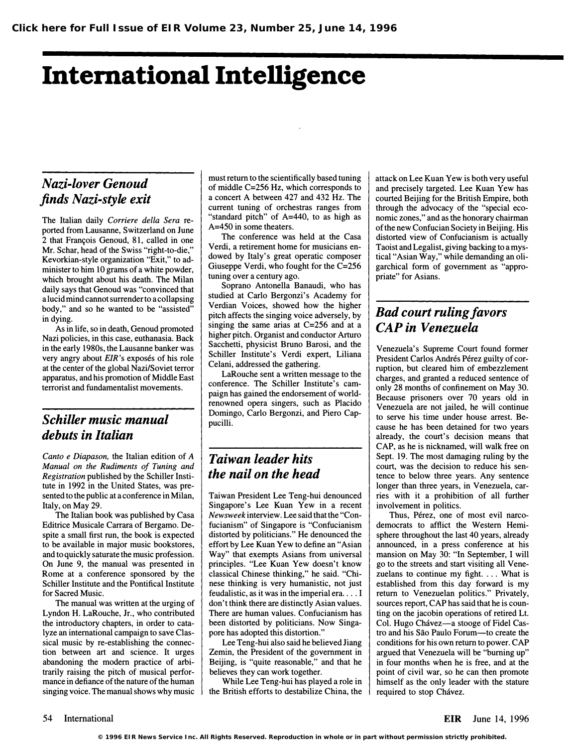# International Intelligence

## *Nazi-lover Genoud finds Nazi-style exit*

The Italian daily *Corriere della Sera* reported from Lausanne, Switzerland on June 2 that François Genoud, 81, called in one Mr. Schar, head of the Swiss "right-to-die," Kevorkian-style organization "Exit," to administer to him 10 grams of a white powder, which brought about his death. The Milan daily says that Genoud was "convinced that a lucid mind cannot surrender to a collapsing body," and so he wanted to be "assisted" in dying.

As in life, so in death, Genoud promoted Nazi policies, in this case, euthanasia. Back in the early 1980s, the Lausanne banker was very angry about *EIR*'s exposés of his role at the center of the global Nazi/Soviet terror apparatus, and his promotion of Middle East terrorist and fundamentalist movements.

## *Schiller music manual debuts in Italian*

*Canto e Diapason*, the Italian edition of *A Manual on the Rudiments of Tuning and Registration* published by the Schiller Institute in 1992 in the United States, was presented to the public at a conference in Milan, Italy, on May 29.

The Italian book was published by Casa Editrice Musicale Carrara of Bergamo. Despite a small first run, the book is expected to be available in major music bookstores, and to quickly saturate the music profession. On June 9, the manual was presented in Rome at a conference sponsored by the Schiller Institute and the Pontifical Institute for Sacred Music.

The manual was written at the urging of Lyndon H. LaRouche, Jr., who contributed the introductory chapters, in order to catalyze an international campaign to save Classical music by re-establishing the connection between art and science. It urges abandoning the modern practice of arbitrarily raising the pitch of musical performance in defiance of the nature of the human singing voice. The manual shows why music must return to the scientifically based tuning of middle C=256 Hz, which corresponds to a concert A between 427 and 432 Hz. The current tuning of orchestras ranges from "standard pitch" of A=440, to as high as A=450 in some theaters.

The conference was held at the Casa Verdi, a retirement home for musicians endowed by Italy's great operatic composer Giuseppe Verdi, who fought for the C=256 tuning over a century ago.

Soprano Antonella Banaudi, who has studied at Carlo Bergonzi's Academy for Verdian Voices, showed how the higher pitch affects the singing voice adversely, by singing the same arias at C=256 and at a higher pitch. Organist and conductor Arturo Sacchetti, physicist Bruno Barosi, and the Schiller Institute's Verdi expert, Liliana Celani, addressed the gathering.

LaRouche sent a written message to the conference. The Schiller Institute's campaign has gained the endorsement of world-renowned opera singers, such as Placido Domingo, Carlo Bergonzi, and Piero Cappucilli.

## *Taiwan leader hits the nail on the head*

Taiwan President Lee Teng-hui denounced Singapore's Lee Kuan Yew in a recent *Newsweek* interview. Lee said that the "Confucianism" of Singapore is "Confucianism distorted by politicians." He denounced the effort by Lee Kuan Yew to define an "Asian Way" that exempts Asians from universal principles. "Lee Kuan Yew doesn't know classical Chinese thinking," he said. "Chinese thinking is very humanistic, not just feudalistic, as it was in the imperial era. . . . I don't think there are distinctly Asian values. There are human values. Confucianism has been distorted by politicians. Now Singapore has adopted this distortion."

Lee Teng-hui also said he believed Jiang Zemin, the President of the government in Beijing, is "quite reasonable," and that he believes they can work together.

While Lee Teng-hui has played a role in the British efforts to destabilize China, the attack on Lee Kuan Yew is both very useful and precisely targeted. Lee Kuan Yew has courted Beijing for the British Empire, both through the advocacy of the "special economic zones," and as the honorary chairman of the new Confucian Society in Beijing. His distorted view of Confucianism is actually Taoist and Legalist, giving backing to a mystical "Asian Way," while demanding an oligarchical form of government as "appropriate" for Asians.

## *Bad court ruling favors CAP in Venezuela*

Venezuela's Supreme Court found former President Carlos Andrés Pérez guilty of corruption, but cleared him of embezzlement charges, and granted a reduced sentence of only 28 months of confinement on May 30. Because prisoners over 70 years old in Venezuela are not jailed, he will continue to serve his time under house arrest. Because he has been detained for two years already, the court's decision means that CAP, as he is nicknamed, will walk free on Sept. 19. The most damaging ruling by the court, was the decision to reduce his sentence to below three years. Any sentence longer than three years, in Venezuela, carries with it a prohibition of all further involvement in politics.

Thus, Pérez, one of most evil narco-democrats to afflict the Western Hemisphere throughout the last 40 years, already announced, in a press conference at his mansion on May 30: "In September, I will go to the streets and start visiting all Venezuelans to continue my fight. . . . What is established from this day forward is my return to Venezuelan politics." Privately, sources report, CAP has said that he is counting on the jacobin operations of retired Lt. Col. Hugo Chávez—a stooge of Fidel Castro and his São Paulo Forum—to create the conditions for his own return to power. CAP argued that Venezuela will be "burning up" in four months when he is free, and at the point of civil war, so he can then promote himself as the only leader with the stature required to stop Chávez.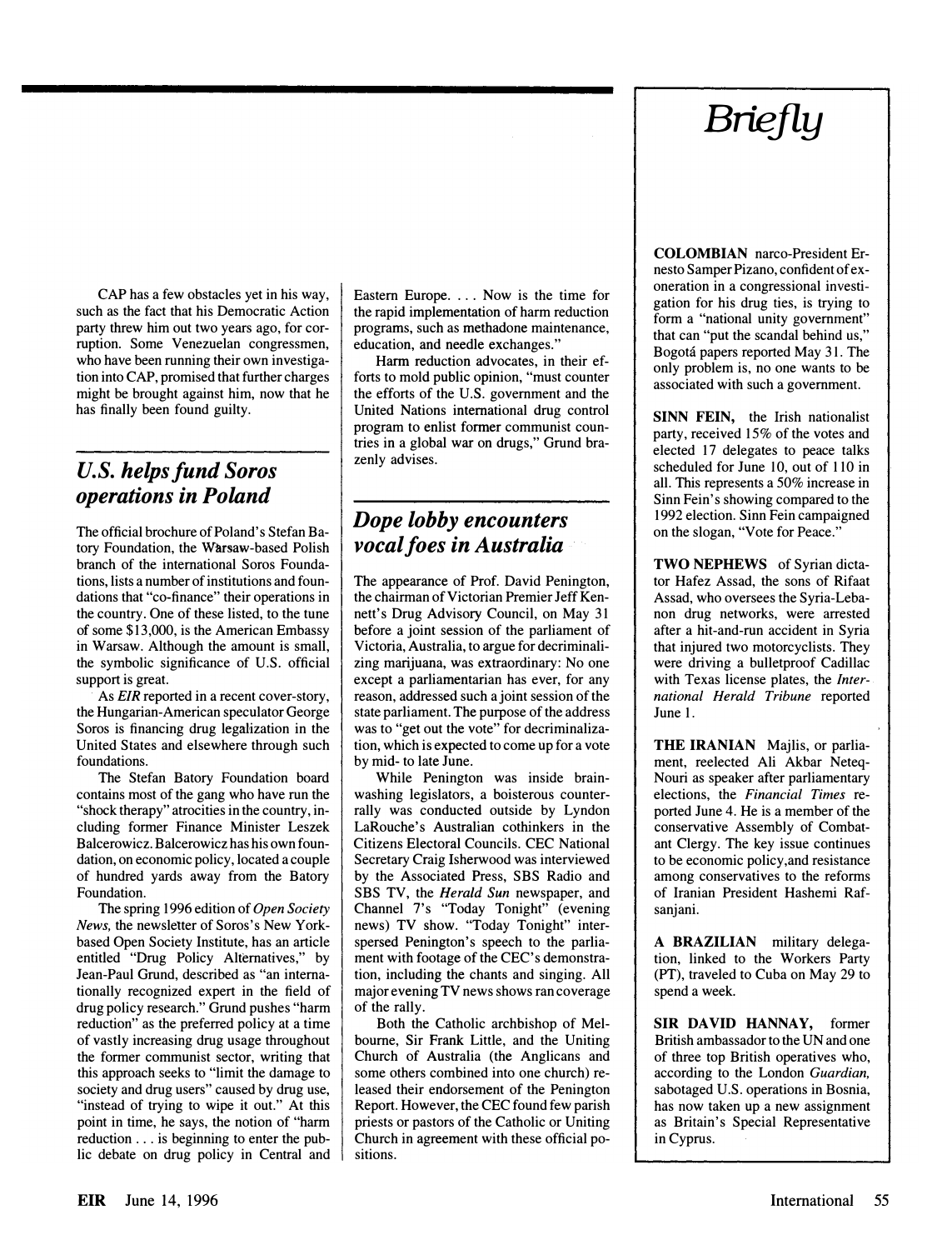CAP has a few obstacles yet in his way, such as the fact that his Democratic Action party threw him out two years ago, for corruption. Some Venezuelan congressmen, who have been running their own investigation into CAP, promised that further charges might be brought against him, now that he has finally been found guilty.

## *U.S. helps fund Soros operations in Poland*

The official brochure of Poland's Stefan Batory Foundation, the Warsaw-based Polish branch of the international Soros Foundations, lists a number of institutions and foundations that "co-finance" their operations in the country. One of these listed, to the tune of some $13,000, is the American Embassy in Warsaw. Although the amount is small, the symbolic significance of U.S. official support is great.

As *EIR* reported in a recent cover-story, the Hungarian-American speculator George Soros is financing drug legalization in the United States and elsewhere through such foundations.

The Stefan Batory Foundation board contains most of the gang who have run the "shock therapy" atrocities in the country, including former Finance Minister Leszek Balcerowicz. Balcerowicz has his own foundation, on economic policy, located a couple of hundred yards away from the Batory Foundation.

The spring 1996 edition of *Open Society News*, the newsletter of Soros's New York-based Open Society Institute, has an article entitled "Drug Policy Alternatives," by Jean-Paul Grund, described as "an internationally recognized expert in the field of drug policy research." Grund pushes "harm reduction" as the preferred policy at a time of vastly increasing drug usage throughout the former communist sector, writing that this approach seeks to "limit the damage to society and drug users" caused by drug use, "instead of trying to wipe it out." At this point in time, he says, the notion of "harm reduction . . . is beginning to enter the public debate on drug policy in Central and Eastern Europe. . . . Now is the time for the rapid implementation of harm reduction programs, such as methadone maintenance, education, and needle exchanges."

Harm reduction advocates, in their efforts to mold public opinion, "must counter the efforts of the U.S. government and the United Nations international drug control program to enlist former communist countries in a global war on drugs," Grund brazenly advises.

## *Dope lobby encounters vocal foes in Australia*

The appearance of Prof. David Penington, the chairman of Victorian Premier Jeff Kennett's Drug Advisory Council, on May 31 before a joint session of the parliament of Victoria, Australia, to argue for decriminalizing marijuana, was extraordinary: No one except a parliamentarian has ever, for any reason, addressed such a joint session of the state parliament. The purpose of the address was to "get out the vote" for decriminalization, which is expected to come up for a vote by mid- to late June.

While Penington was inside brainwashing legislators, a boisterous counter-rally was conducted outside by Lyndon LaRouche's Australian cothinkers in the Citizens Electoral Councils. CEC National Secretary Craig Isherwood was interviewed by the Associated Press, SBS Radio and SBS TV, the *Herald Sun* newspaper, and Channel 7's "Today Tonight" (evening news) TV show. "Today Tonight" interspersed Penington's speech to the parliament with footage of the CEC's demonstration, including the chants and singing. All major evening TV news shows ran coverage of the rally.

Both the Catholic archbishop of Melbourne, Sir Frank Little, and the Uniting Church of Australia (the Anglicans and some others combined into one church) released their endorsement of the Penington Report. However, the CEC found few parish priests or pastors of the Catholic or Uniting Church in agreement with these official positions.

# *Briefly*

**COLOMBIAN** narco-President Ernesto Samper Pizano, confident of exoneration in a congressional investigation for his drug ties, is trying to form a "national unity government" that can "put the scandal behind us," Bogotá papers reported May 31. The only problem is, no one wants to be associated with such a government.

**SINN FEIN,** the Irish nationalist party, received 15% of the votes and elected 17 delegates to peace talks scheduled for June 10, out of 110 in all. This represents a 50% increase in Sinn Fein's showing compared to the 1992 election. Sinn Fein campaigned on the slogan, "Vote for Peace."

**TWO NEPHEWS** of Syrian dictator Hafez Assad, the sons of Rifaat Assad, who oversees the Syria-Lebanon drug networks, were arrested after a hit-and-run accident in Syria that injured two motorcyclists. They were driving a bulletproof Cadillac with Texas license plates, the *International Herald Tribune* reported June 1.

**THE IRANIAN** Majlis, or parliament, reelected Ali Akbar Neteq-Nouri as speaker after parliamentary elections, the *Financial Times* reported June 4. He is a member of the conservative Assembly of Combatant Clergy. The key issue continues to be economic policy,and resistance among conservatives to the reforms of Iranian President Hashemi Rafsanjani.

**A BRAZILIAN** military delegation, linked to the Workers Party (PT), traveled to Cuba on May 29 to spend a week.

**SIR DAVID HANNAY,** former British ambassador to the UN and one of three top British operatives who, according to the London *Guardian,* sabotaged U.S. operations in Bosnia, has now taken up a new assignment as Britain's Special Representative in Cyprus.